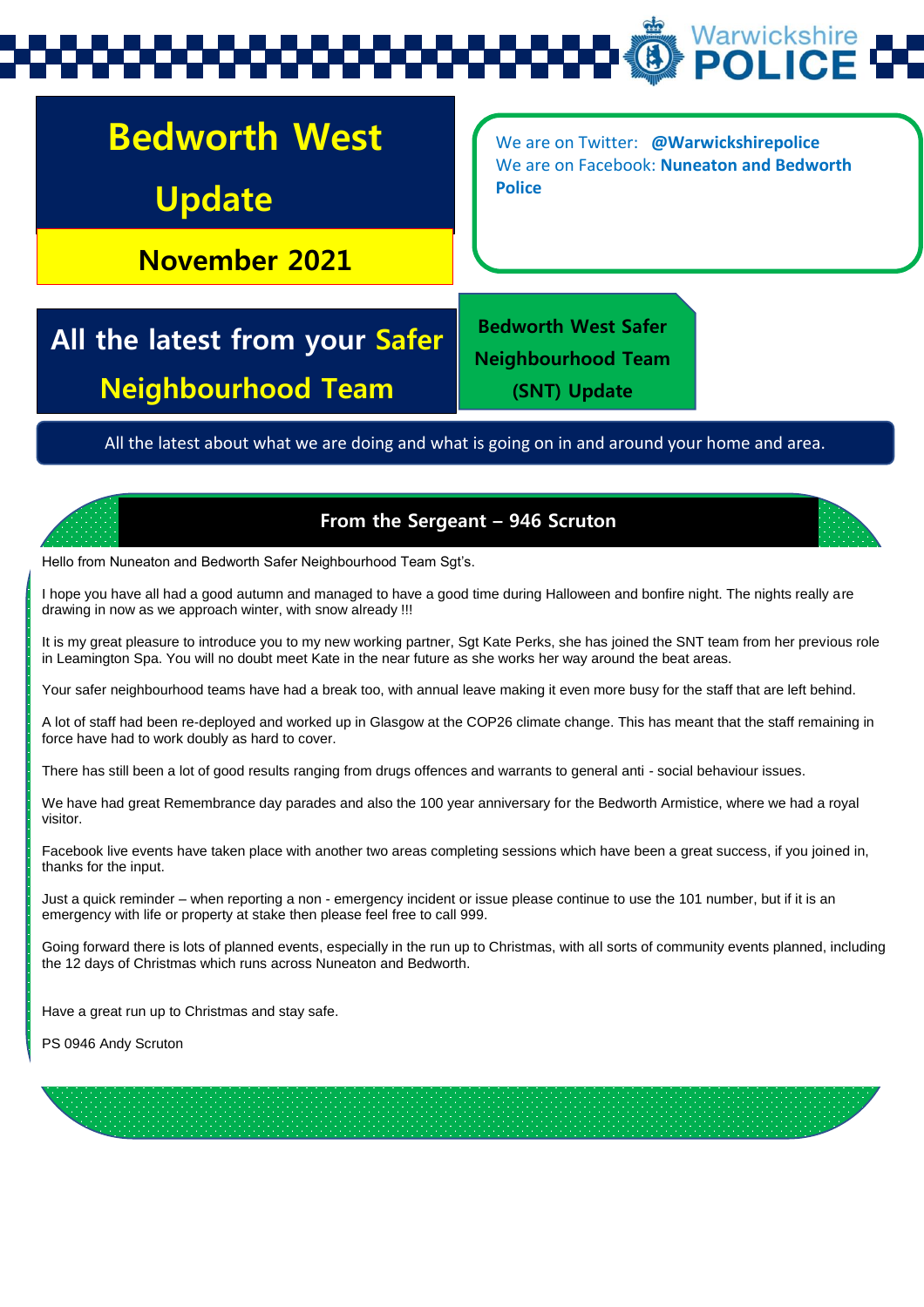Warwickshire POLICE

# Bedworth West Update

**November 2021**

We are on Twitter: **@Warwickshirepolice**
We are on Facebook: **Nuneaton and Bedworth Police**

## All the latest from your Safer Neighbourhood Team

**Bedworth West Safer Neighbourhood Team (SNT) Update**

All the latest about what we are doing and what is going on in and around your home and area.

### From the Sergeant – 946 Scruton

Hello from Nuneaton and Bedworth Safer Neighbourhood Team Sgt's.

I hope you have all had a good autumn and managed to have a good time during Halloween and bonfire night. The nights really are drawing in now as we approach winter, with snow already !!!

It is my great pleasure to introduce you to my new working partner, Sgt Kate Perks, she has joined the SNT team from her previous role in Leamington Spa. You will no doubt meet Kate in the near future as she works her way around the beat areas.

Your safer neighbourhood teams have had a break too, with annual leave making it even more busy for the staff that are left behind.

A lot of staff had been re-deployed and worked up in Glasgow at the COP26 climate change. This has meant that the staff remaining in force have had to work doubly as hard to cover.

There has still been a lot of good results ranging from drugs offences and warrants to general anti - social behaviour issues.

We have had great Remembrance day parades and also the 100 year anniversary for the Bedworth Armistice, where we had a royal visitor.

Facebook live events have taken place with another two areas completing sessions which have been a great success, if you joined in, thanks for the input.

Just a quick reminder – when reporting a non - emergency incident or issue please continue to use the 101 number, but if it is an emergency with life or property at stake then please feel free to call 999.

Going forward there is lots of planned events, especially in the run up to Christmas, with all sorts of community events planned, including the 12 days of Christmas which runs across Nuneaton and Bedworth.

Have a great run up to Christmas and stay safe.

PS 0946 Andy Scruton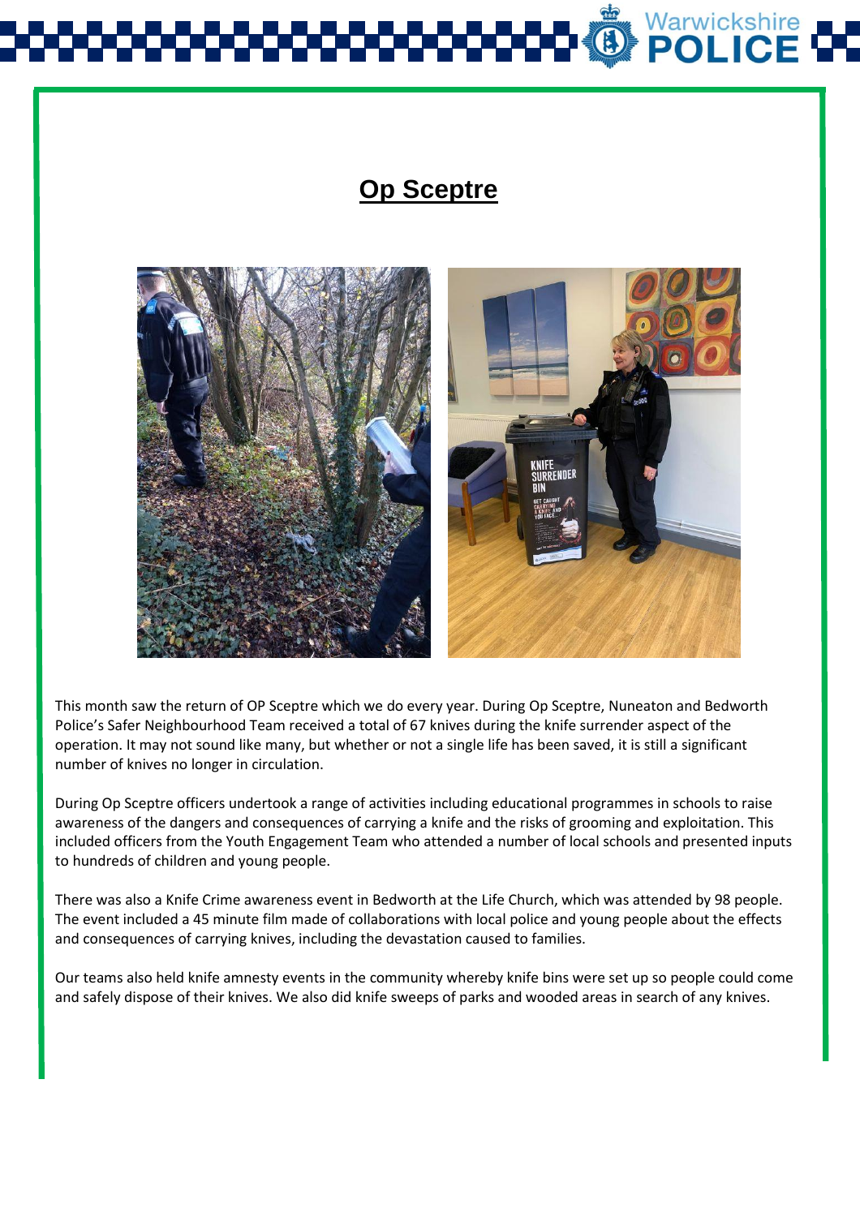# Op Sceptre

This month saw the return of OP Sceptre which we do every year. During Op Sceptre, Nuneaton and Bedworth Police's Safer Neighbourhood Team received a total of 67 knives during the knife surrender aspect of the operation. It may not sound like many, but whether or not a single life has been saved, it is still a significant number of knives no longer in circulation.

During Op Sceptre officers undertook a range of activities including educational programmes in schools to raise awareness of the dangers and consequences of carrying a knife and the risks of grooming and exploitation. This included officers from the Youth Engagement Team who attended a number of local schools and presented inputs to hundreds of children and young people.

There was also a Knife Crime awareness event in Bedworth at the Life Church, which was attended by 98 people. The event included a 45 minute film made of collaborations with local police and young people about the effects and consequences of carrying knives, including the devastation caused to families.

Our teams also held knife amnesty events in the community whereby knife bins were set up so people could come and safely dispose of their knives. We also did knife sweeps of parks and wooded areas in search of any knives.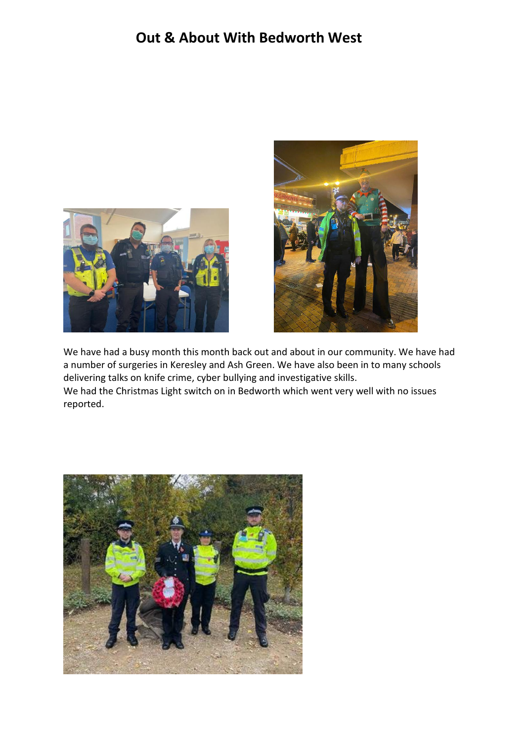# Out & About With Bedworth West

We have had a busy month this month back out and about in our community. We have had a number of surgeries in Keresley and Ash Green. We have also been in to many schools delivering talks on knife crime, cyber bullying and investigative skills.
We had the Christmas Light switch on in Bedworth which went very well with no issues reported.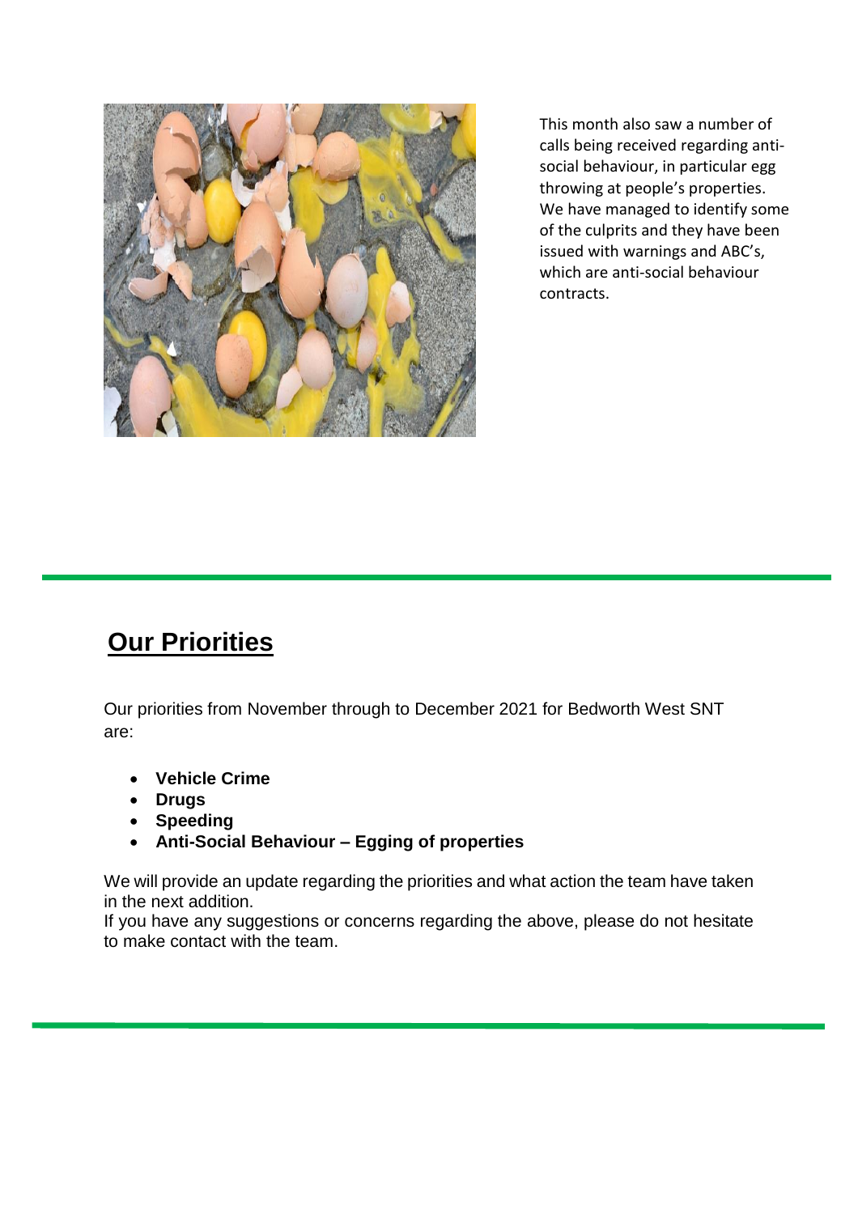This month also saw a number of calls being received regarding anti-social behaviour, in particular egg throwing at people's properties. We have managed to identify some of the culprits and they have been issued with warnings and ABC's, which are anti-social behaviour contracts.

## Our Priorities

Our priorities from November through to December 2021 for Bedworth West SNT are:

- **Vehicle Crime**
- **Drugs**
- **Speeding**
- **Anti-Social Behaviour – Egging of properties**

We will provide an update regarding the priorities and what action the team have taken in the next addition.
If you have any suggestions or concerns regarding the above, please do not hesitate to make contact with the team.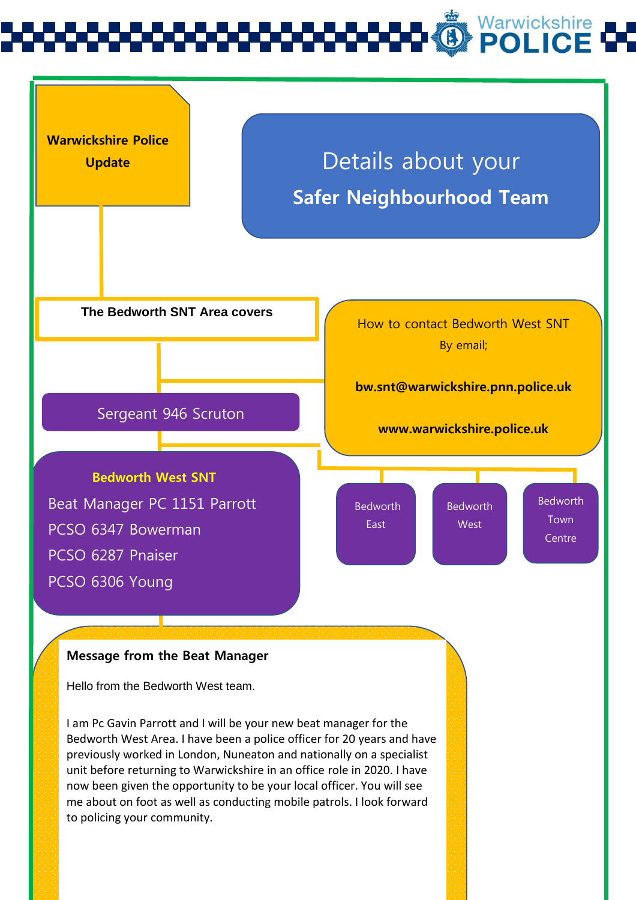**Warwickshire Police Update**

# Details about your **Safer Neighbourhood Team**

**The Bedworth SNT Area covers**

- Bedworth East
- Bedworth West
- Bedworth Town Centre

How to contact Bedworth West SNT

By email;

**bw.snt@warwickshire.pnn.police.uk**

**www.warwickshire.police.uk**

Sergeant 946 Scruton

**Bedworth West SNT**

Beat Manager PC 1151 Parrott

PCSO 6347 Bowerman

PCSO 6287 Pnaiser

PCSO 6306 Young

**Message from the Beat Manager**

Hello from the Bedworth West team.

I am Pc Gavin Parrott and I will be your new beat manager for the Bedworth West Area. I have been a police officer for 20 years and have previously worked in London, Nuneaton and nationally on a specialist unit before returning to Warwickshire in an office role in 2020. I have now been given the opportunity to be your local officer. You will see me about on foot as well as conducting mobile patrols. I look forward to policing your community.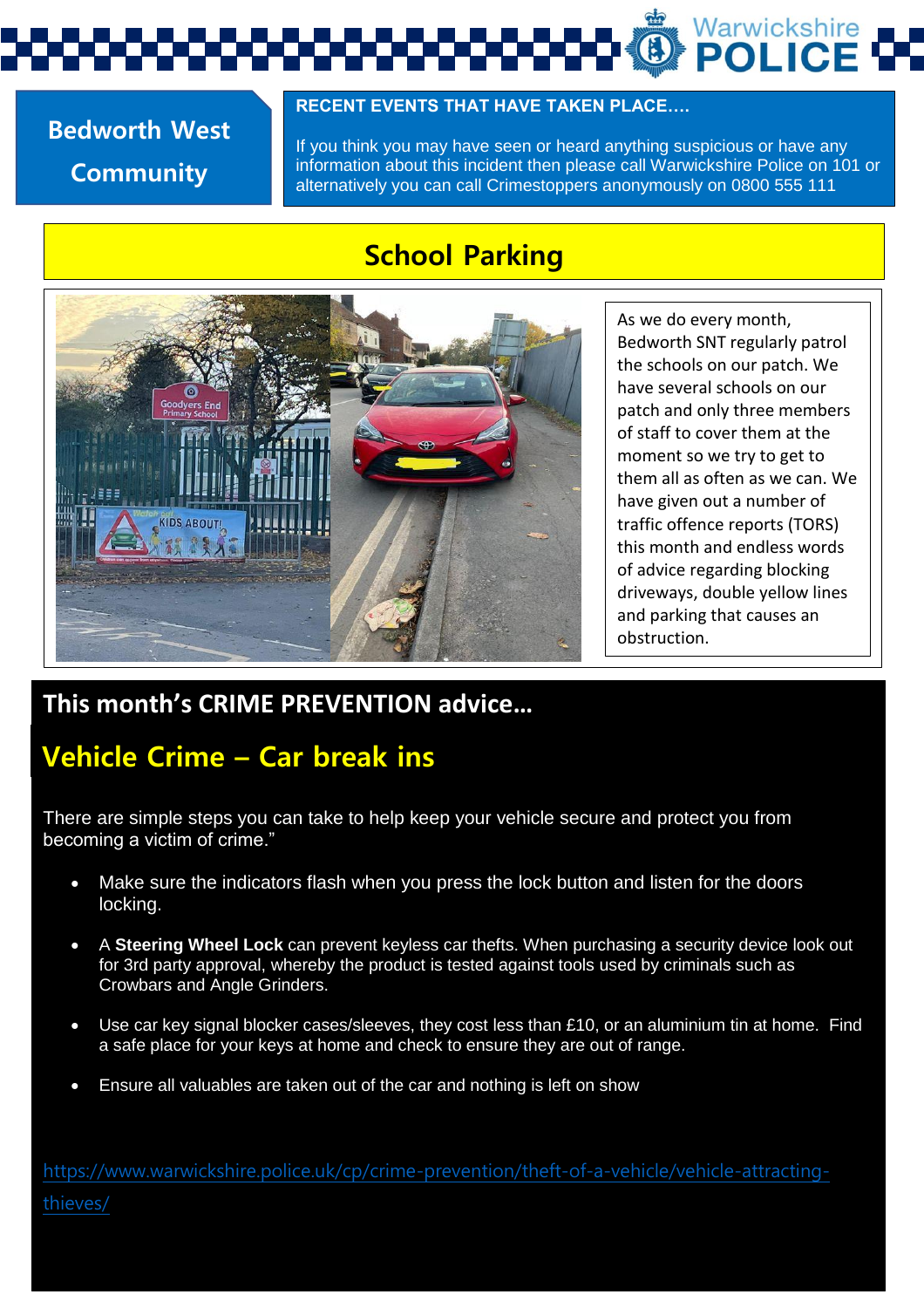## Bedworth West Community

**RECENT EVENTS THAT HAVE TAKEN PLACE….**

If you think you may have seen or heard anything suspicious or have any information about this incident then please call Warwickshire Police on 101 or alternatively you can call Crimestoppers anonymously on 0800 555 111

## School Parking

As we do every month, Bedworth SNT regularly patrol the schools on our patch. We have several schools on our patch and only three members of staff to cover them at the moment so we try to get to them all as often as we can. We have given out a number of traffic offence reports (TORS) this month and endless words of advice regarding blocking driveways, double yellow lines and parking that causes an obstruction.

## This month's CRIME PREVENTION advice…

### Vehicle Crime – Car break ins

There are simple steps you can take to help keep your vehicle secure and protect you from becoming a victim of crime."

- Make sure the indicators flash when you press the lock button and listen for the doors locking.
- A **Steering Wheel Lock** can prevent keyless car thefts. When purchasing a security device look out for 3rd party approval, whereby the product is tested against tools used by criminals such as Crowbars and Angle Grinders.
- Use car key signal blocker cases/sleeves, they cost less than £10, or an aluminium tin at home. Find a safe place for your keys at home and check to ensure they are out of range.
- Ensure all valuables are taken out of the car and nothing is left on show

https://www.warwickshire.police.uk/cp/crime-prevention/theft-of-a-vehicle/vehicle-attracting-thieves/